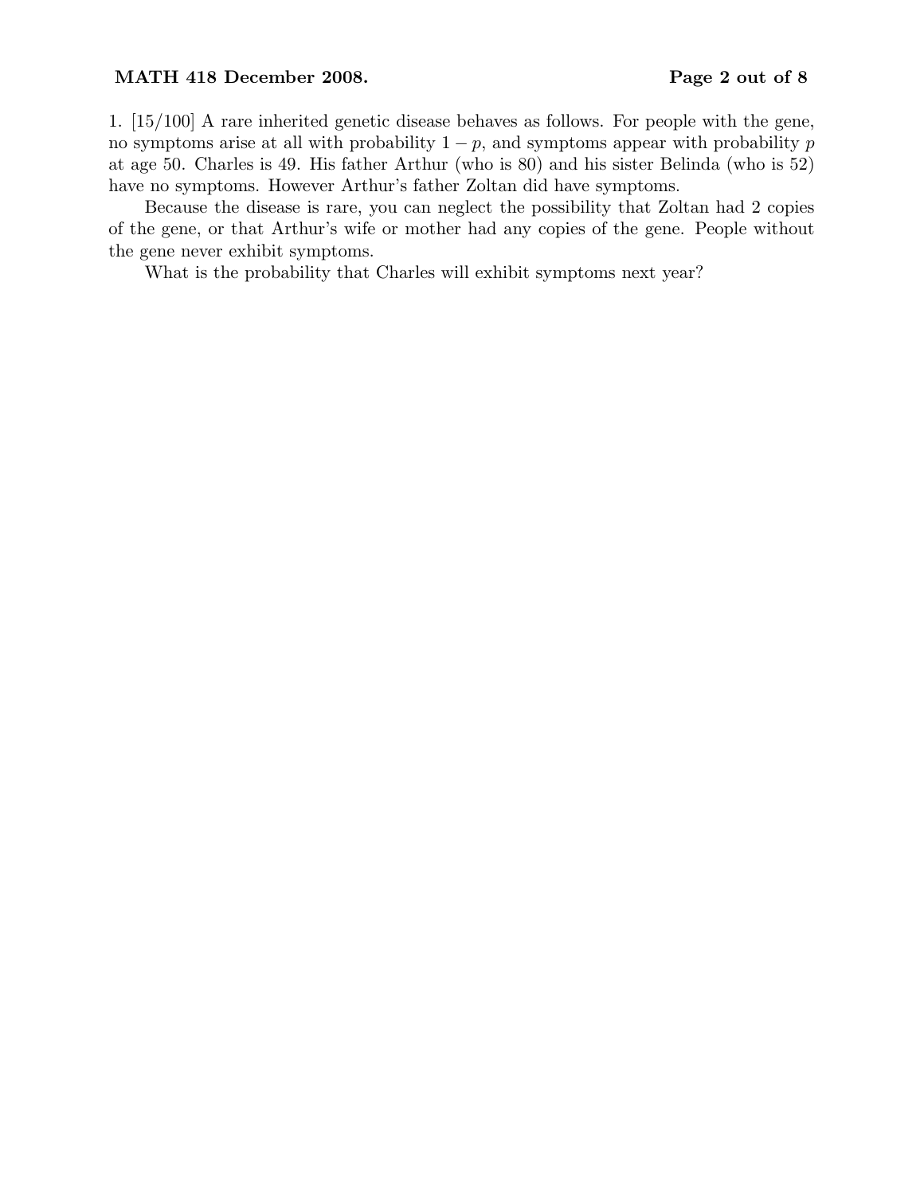1. [15/100] A rare inherited genetic disease behaves as follows. For people with the gene, no symptoms arise at all with probability $1 - p$, and symptoms appear with probability $p$ at age 50. Charles is 49. His father Arthur (who is 80) and his sister Belinda (who is 52) have no symptoms. However Arthur's father Zoltan did have symptoms.

Because the disease is rare, you can neglect the possibility that Zoltan had 2 copies of the gene, or that Arthur's wife or mother had any copies of the gene. People without the gene never exhibit symptoms.

What is the probability that Charles will exhibit symptoms next year?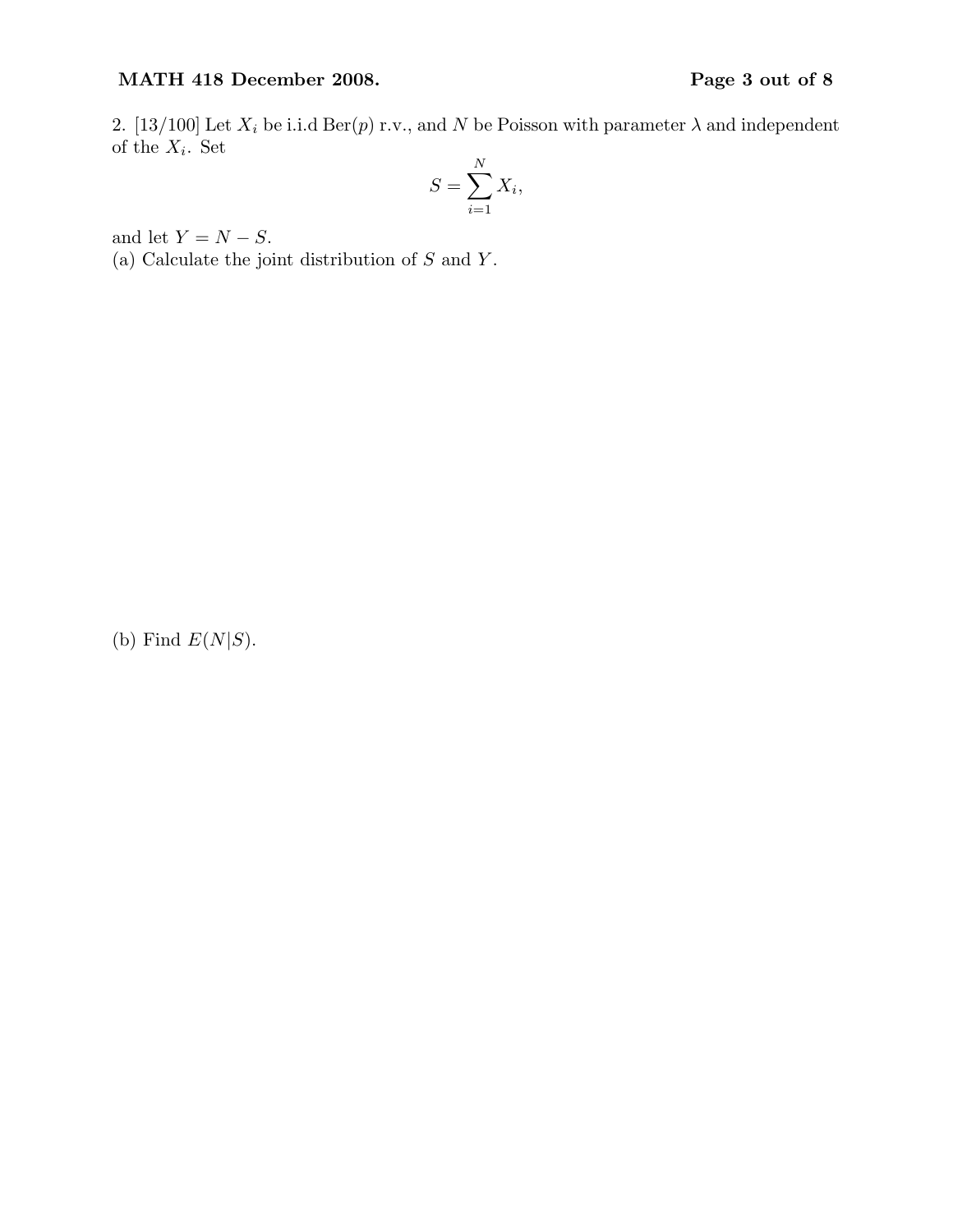2. [13/100] Let $X_i$ be i.i.d Ber($p$) r.v., and $N$ be Poisson with parameter $\lambda$ and independent of the $X_i$. Set

$$S = \sum_{i=1}^{N} X_i,$$

and let $Y = N - S$.

(a) Calculate the joint distribution of $S$ and $Y$.

(b) Find $E(N|S)$.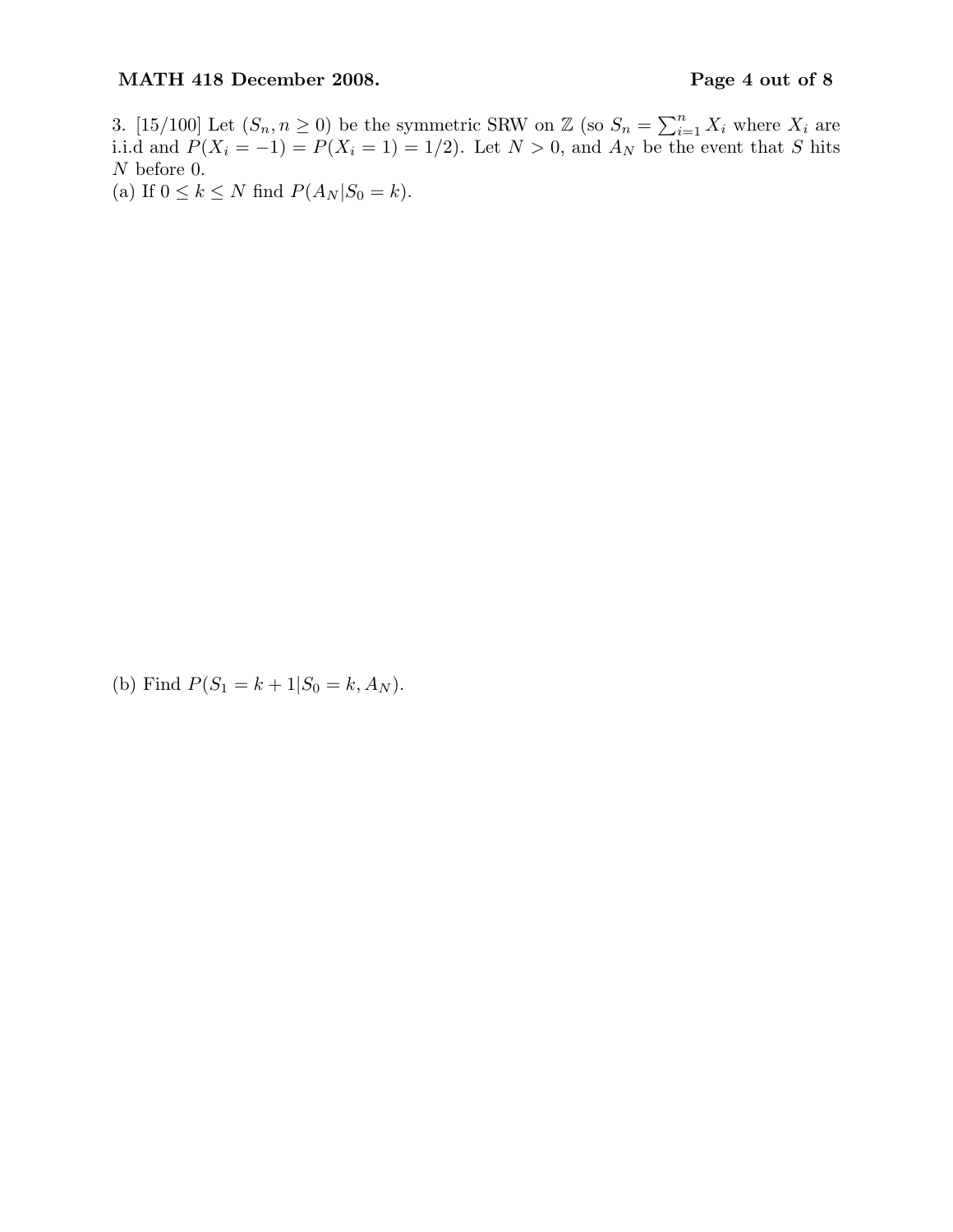3. [15/100] Let $(S_n, n \geq 0)$ be the symmetric SRW on $\mathbb{Z}$ (so $S_n = \sum_{i=1}^{n} X_i$ where $X_i$ are i.i.d and $P(X_i = -1) = P(X_i = 1) = 1/2$). Let $N > 0$, and $A_N$ be the event that $S$ hits $N$ before 0.

(a) If $0 \leq k \leq N$ find $P(A_N | S_0 = k)$.

(b) Find $P(S_1 = k + 1 | S_0 = k, A_N)$.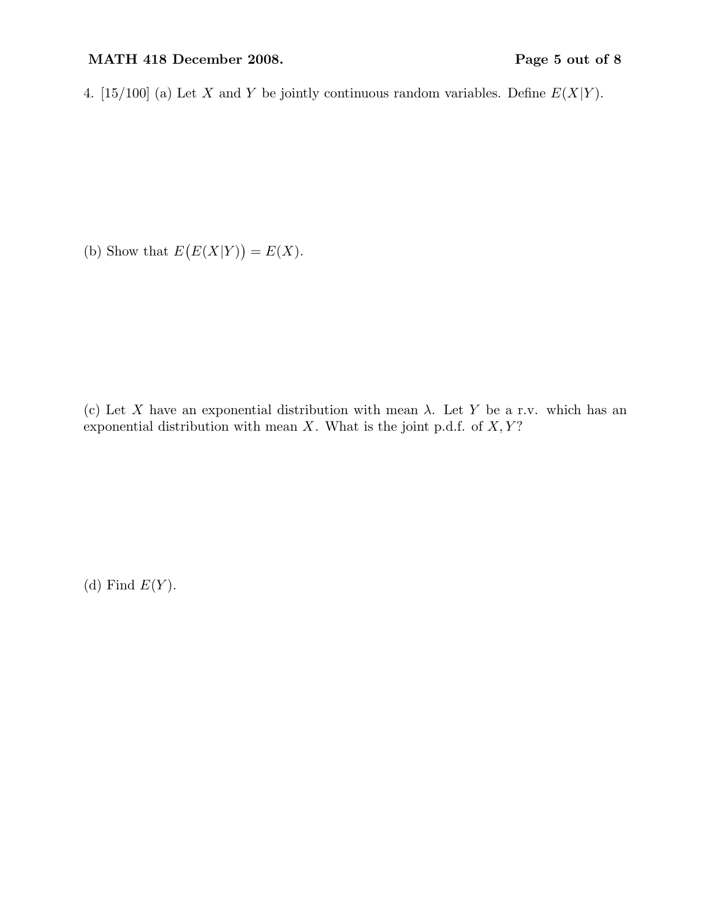4. [15/100] (a) Let $X$ and $Y$ be jointly continuous random variables. Define $E(X|Y)$.

(b) Show that $E\big(E(X|Y)\big) = E(X)$.

(c) Let $X$ have an exponential distribution with mean $\lambda$. Let $Y$ be a r.v. which has an exponential distribution with mean $X$. What is the joint p.d.f. of $X, Y$?

(d) Find $E(Y)$.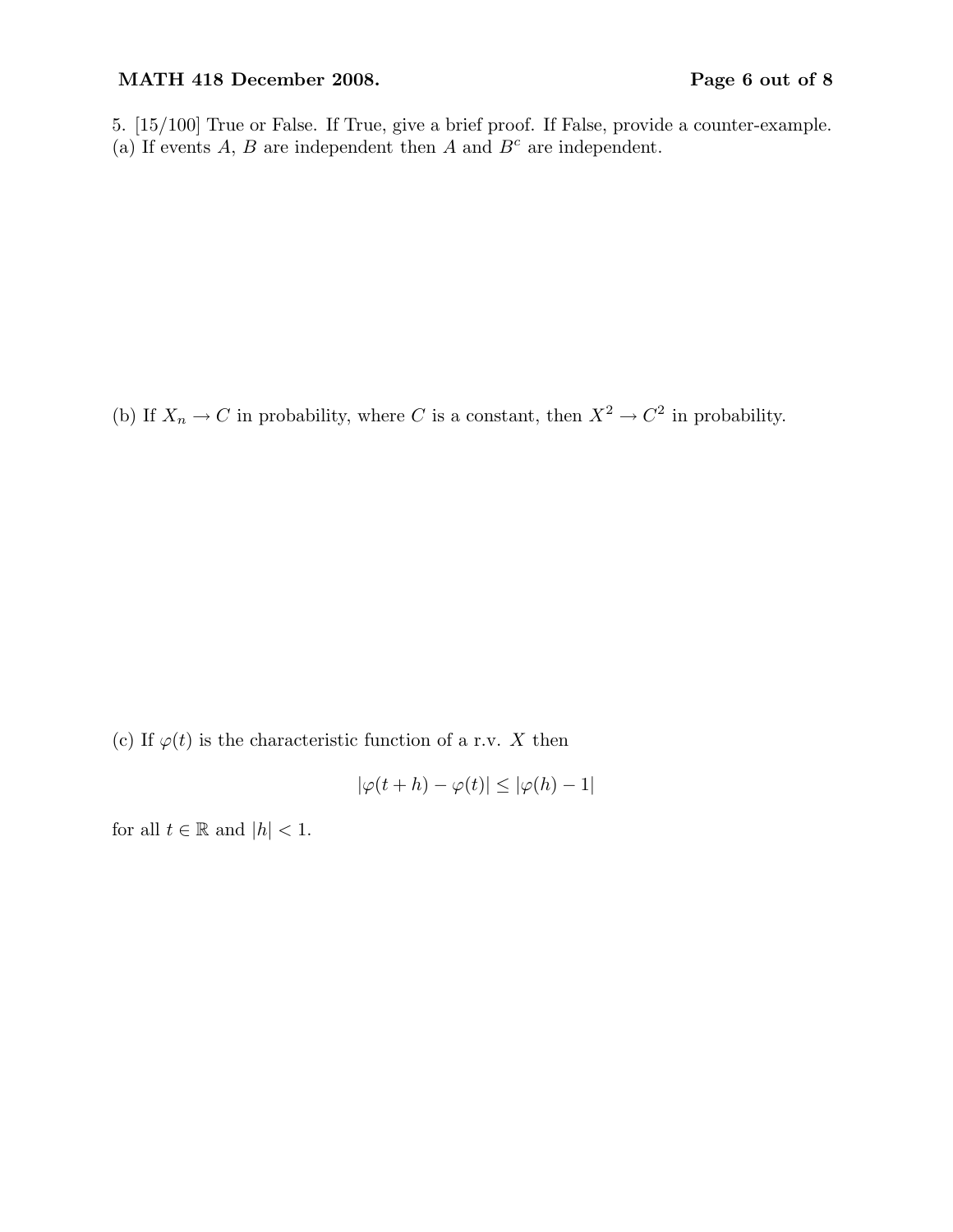5. [15/100] True or False. If True, give a brief proof. If False, provide a counter-example.

(a) If events $A$, $B$ are independent then $A$ and $B^c$ are independent.

(b) If $X_n \to C$ in probability, where $C$ is a constant, then $X^2 \to C^2$ in probability.

(c) If $\varphi(t)$ is the characteristic function of a r.v. $X$ then

$$|\varphi(t+h) - \varphi(t)| \leq |\varphi(h) - 1|$$

for all $t \in \mathbb{R}$ and $|h| < 1$.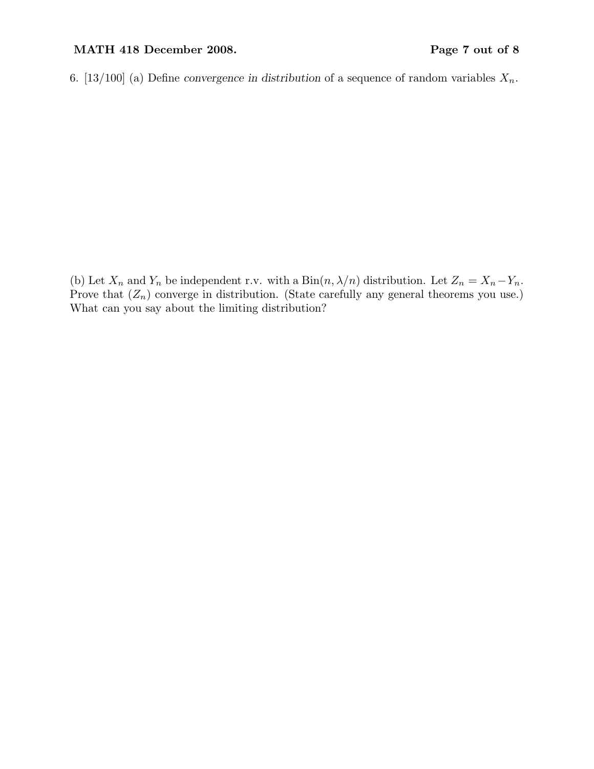6. [13/100] (a) Define *convergence in distribution* of a sequence of random variables $X_n$.

(b) Let $X_n$ and $Y_n$ be independent r.v. with a $\text{Bin}(n, \lambda/n)$ distribution. Let $Z_n = X_n - Y_n$. Prove that $(Z_n)$ converge in distribution. (State carefully any general theorems you use.) What can you say about the limiting distribution?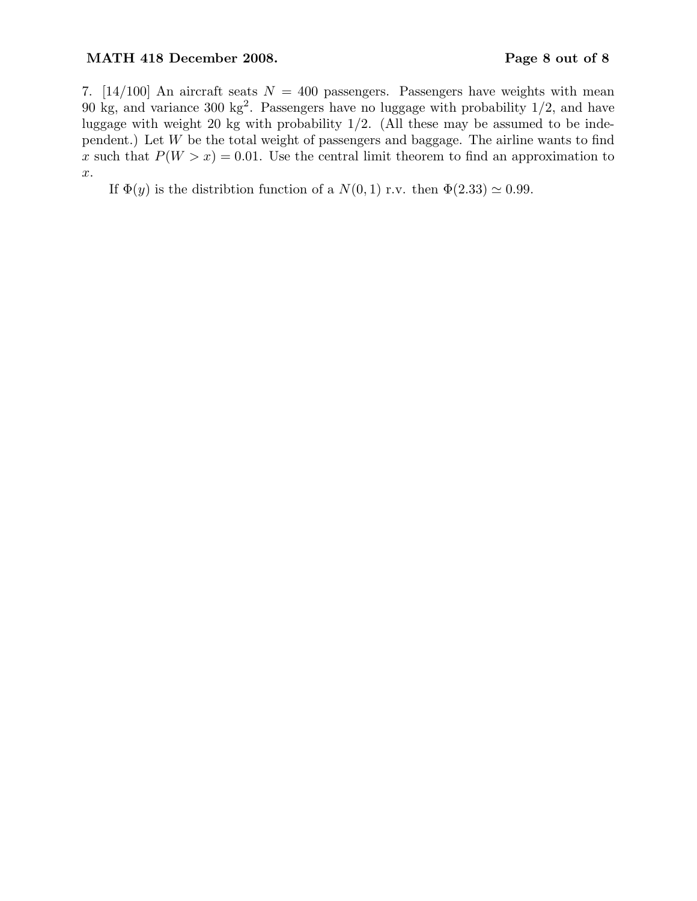7. [14/100] An aircraft seats $N = 400$ passengers. Passengers have weights with mean 90 kg, and variance 300 kg$^2$. Passengers have no luggage with probability 1/2, and have luggage with weight 20 kg with probability 1/2. (All these may be assumed to be independent.) Let $W$ be the total weight of passengers and baggage. The airline wants to find $x$ such that $P(W > x) = 0.01$. Use the central limit theorem to find an approximation to $x$.

If $\Phi(y)$ is the distribtion function of a $N(0, 1)$ r.v. then $\Phi(2.33) \simeq 0.99$.